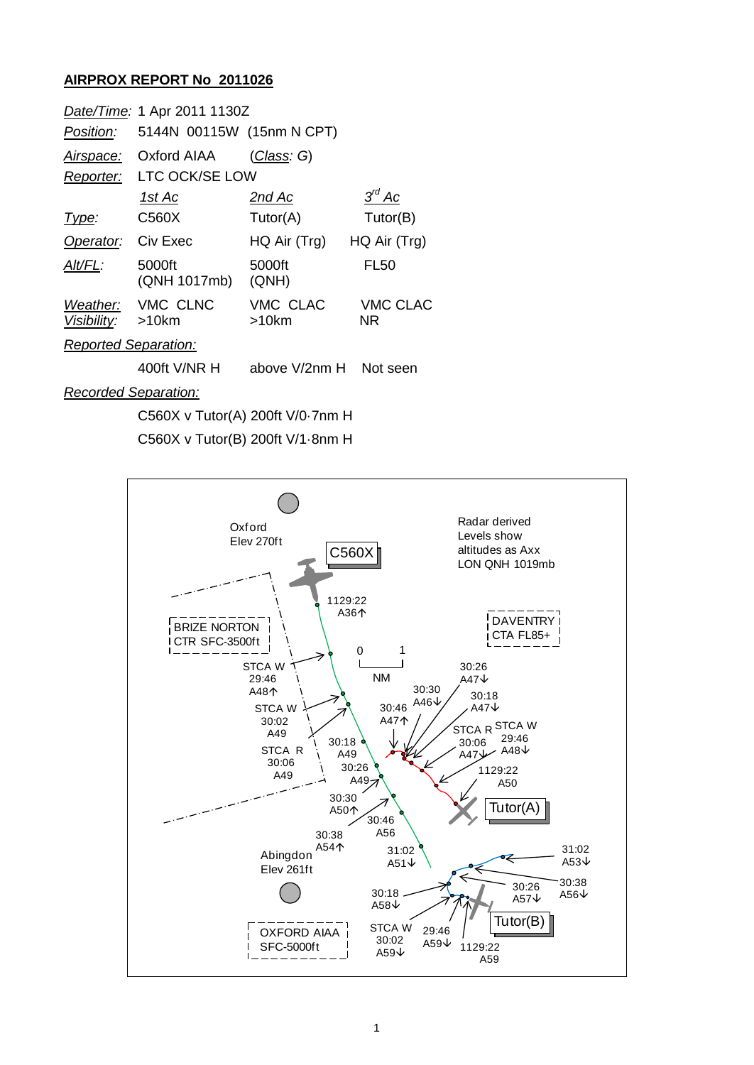# AIRPROX REPORT No 2011026

| | | | |
|---|---|---|---|
| *Date/Time:* | 1 Apr 2011 1130Z | | |
| *Position:* | 5144N 00115W (15nm N CPT) | | |
| *Airspace:* | Oxford AIAA (*Class: G*) | | |
| *Reporter:* | LTC OCK/SE LOW | | |
| | *1st Ac* | *2nd Ac* | *3rd Ac* |
| *Type:* | C560X | Tutor(A) | Tutor(B) |
| *Operator:* | Civ Exec | HQ Air (Trg) | HQ Air (Trg) |
| *Alt/FL:* | 5000ft (QNH 1017mb) | 5000ft (QNH) | FL50 |
| *Weather:* *Visibility:* | VMC CLNC >10km | VMC CLAC >10km | VMC CLAC NR |
| *Reported Separation:* | | | |
| | 400ft V/NR H | above V/2nm H | Not seen |

*Recorded Separation:*

C560X v Tutor(A) 200ft V/0·7nm H

C560X v Tutor(B) 200ft V/1·8nm H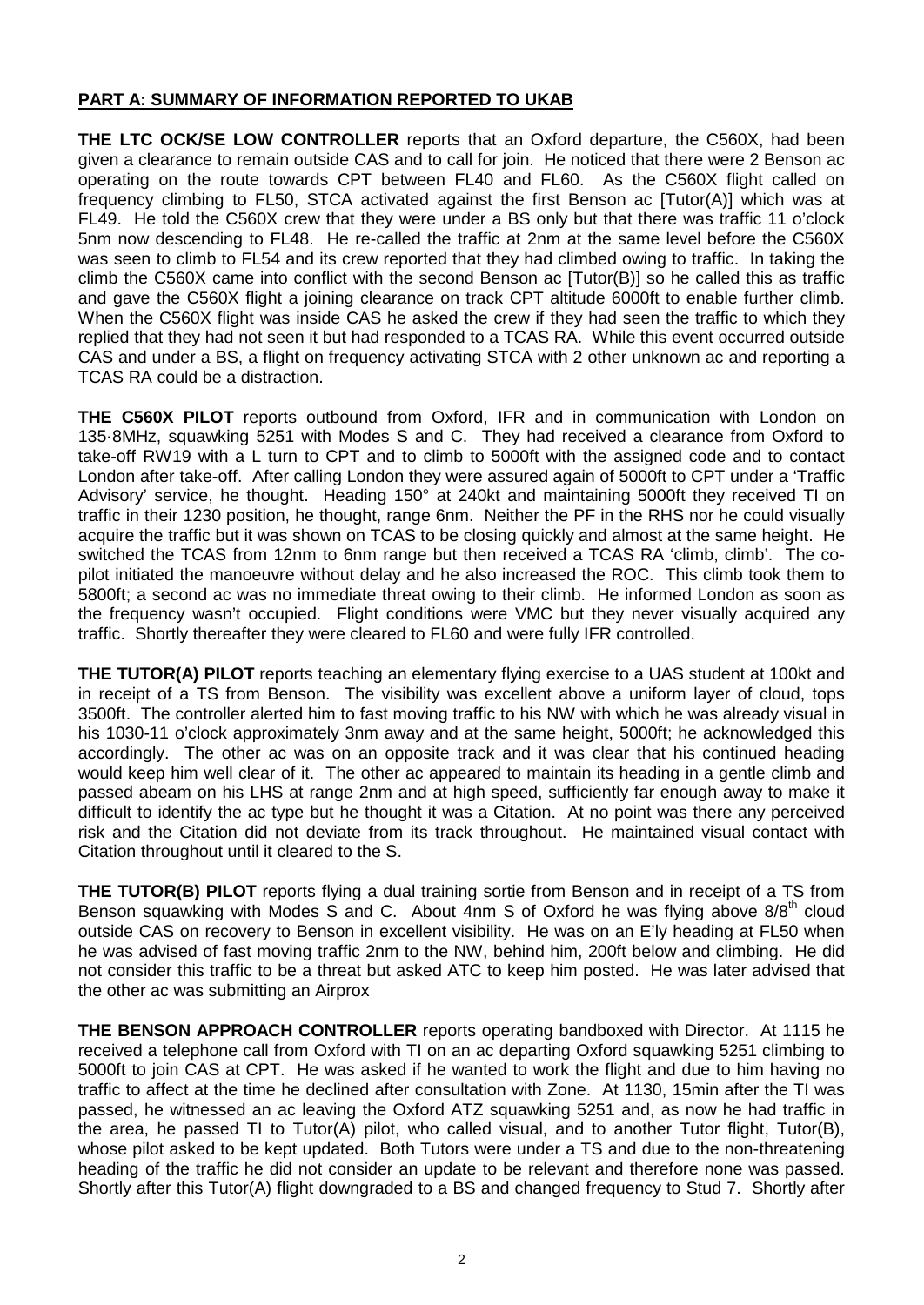**PART A: SUMMARY OF INFORMATION REPORTED TO UKAB**

**THE LTC OCK/SE LOW CONTROLLER** reports that an Oxford departure, the C560X, had been given a clearance to remain outside CAS and to call for join. He noticed that there were 2 Benson ac operating on the route towards CPT between FL40 and FL60. As the C560X flight called on frequency climbing to FL50, STCA activated against the first Benson ac [Tutor(A)] which was at FL49. He told the C560X crew that they were under a BS only but that there was traffic 11 o'clock 5nm now descending to FL48. He re-called the traffic at 2nm at the same level before the C560X was seen to climb to FL54 and its crew reported that they had climbed owing to traffic. In taking the climb the C560X came into conflict with the second Benson ac [Tutor(B)] so he called this as traffic and gave the C560X flight a joining clearance on track CPT altitude 6000ft to enable further climb. When the C560X flight was inside CAS he asked the crew if they had seen the traffic to which they replied that they had not seen it but had responded to a TCAS RA. While this event occurred outside CAS and under a BS, a flight on frequency activating STCA with 2 other unknown ac and reporting a TCAS RA could be a distraction.

**THE C560X PILOT** reports outbound from Oxford, IFR and in communication with London on 135·8MHz, squawking 5251 with Modes S and C. They had received a clearance from Oxford to take-off RW19 with a L turn to CPT and to climb to 5000ft with the assigned code and to contact London after take-off. After calling London they were assured again of 5000ft to CPT under a 'Traffic Advisory' service, he thought. Heading 150° at 240kt and maintaining 5000ft they received TI on traffic in their 1230 position, he thought, range 6nm. Neither the PF in the RHS nor he could visually acquire the traffic but it was shown on TCAS to be closing quickly and almost at the same height. He switched the TCAS from 12nm to 6nm range but then received a TCAS RA 'climb, climb'. The co-pilot initiated the manoeuvre without delay and he also increased the ROC. This climb took them to 5800ft; a second ac was no immediate threat owing to their climb. He informed London as soon as the frequency wasn't occupied. Flight conditions were VMC but they never visually acquired any traffic. Shortly thereafter they were cleared to FL60 and were fully IFR controlled.

**THE TUTOR(A) PILOT** reports teaching an elementary flying exercise to a UAS student at 100kt and in receipt of a TS from Benson. The visibility was excellent above a uniform layer of cloud, tops 3500ft. The controller alerted him to fast moving traffic to his NW with which he was already visual in his 1030-11 o'clock approximately 3nm away and at the same height, 5000ft; he acknowledged this accordingly. The other ac was on an opposite track and it was clear that his continued heading would keep him well clear of it. The other ac appeared to maintain its heading in a gentle climb and passed abeam on his LHS at range 2nm and at high speed, sufficiently far enough away to make it difficult to identify the ac type but he thought it was a Citation. At no point was there any perceived risk and the Citation did not deviate from its track throughout. He maintained visual contact with Citation throughout until it cleared to the S.

**THE TUTOR(B) PILOT** reports flying a dual training sortie from Benson and in receipt of a TS from Benson squawking with Modes S and C. About 4nm S of Oxford he was flying above 8/8[th] cloud outside CAS on recovery to Benson in excellent visibility. He was on an E'ly heading at FL50 when he was advised of fast moving traffic 2nm to the NW, behind him, 200ft below and climbing. He did not consider this traffic to be a threat but asked ATC to keep him posted. He was later advised that the other ac was submitting an Airprox

**THE BENSON APPROACH CONTROLLER** reports operating bandboxed with Director. At 1115 he received a telephone call from Oxford with TI on an ac departing Oxford squawking 5251 climbing to 5000ft to join CAS at CPT. He was asked if he wanted to work the flight and due to him having no traffic to affect at the time he declined after consultation with Zone. At 1130, 15min after the TI was passed, he witnessed an ac leaving the Oxford ATZ squawking 5251 and, as now he had traffic in the area, he passed TI to Tutor(A) pilot, who called visual, and to another Tutor flight, Tutor(B), whose pilot asked to be kept updated. Both Tutors were under a TS and due to the non-threatening heading of the traffic he did not consider an update to be relevant and therefore none was passed. Shortly after this Tutor(A) flight downgraded to a BS and changed frequency to Stud 7. Shortly after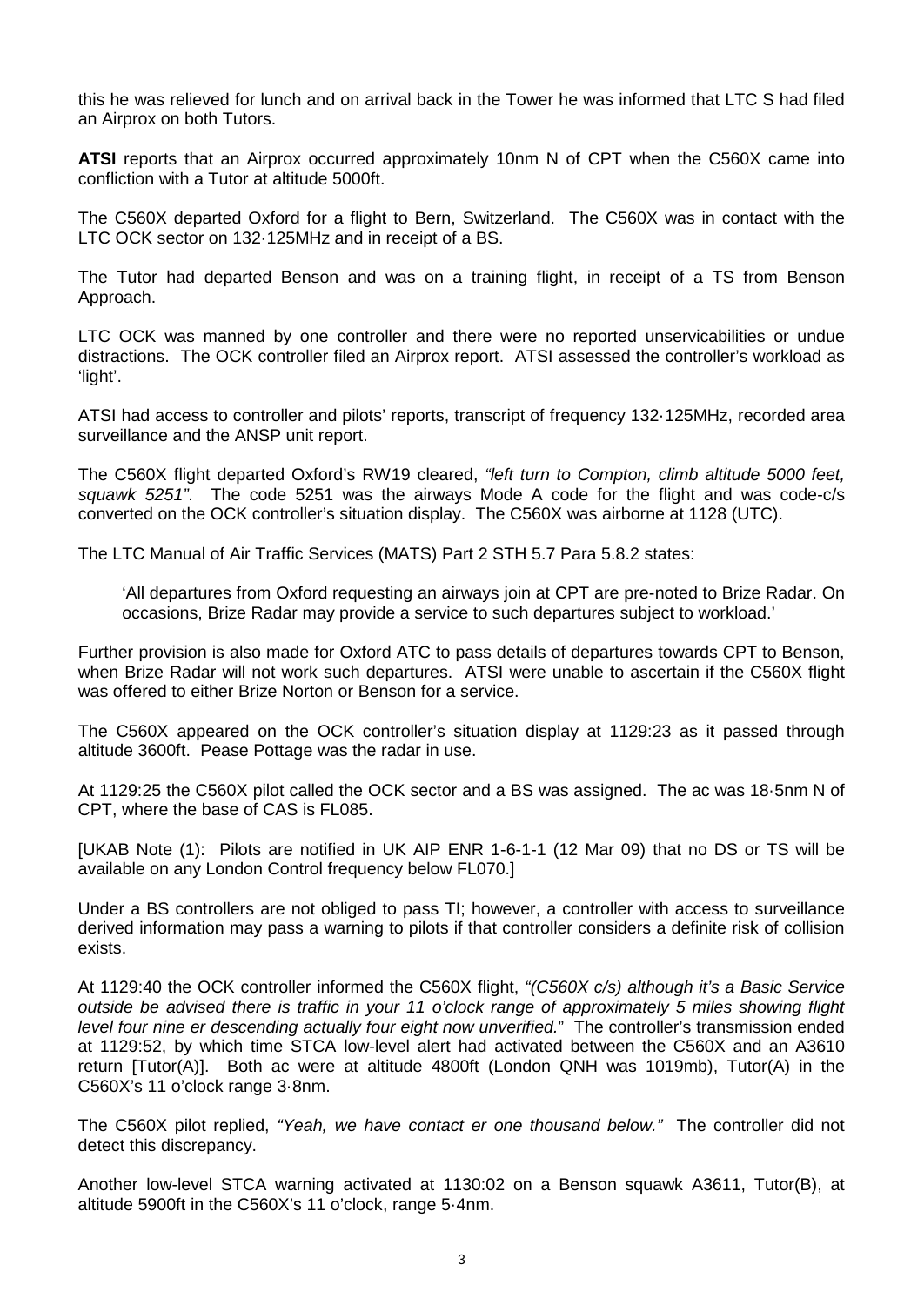this he was relieved for lunch and on arrival back in the Tower he was informed that LTC S had filed an Airprox on both Tutors.

**ATSI** reports that an Airprox occurred approximately 10nm N of CPT when the C560X came into confliction with a Tutor at altitude 5000ft.

The C560X departed Oxford for a flight to Bern, Switzerland. The C560X was in contact with the LTC OCK sector on 132·125MHz and in receipt of a BS.

The Tutor had departed Benson and was on a training flight, in receipt of a TS from Benson Approach.

LTC OCK was manned by one controller and there were no reported unservicabilities or undue distractions. The OCK controller filed an Airprox report. ATSI assessed the controller's workload as 'light'.

ATSI had access to controller and pilots' reports, transcript of frequency 132·125MHz, recorded area surveillance and the ANSP unit report.

The C560X flight departed Oxford's RW19 cleared, *"left turn to Compton, climb altitude 5000 feet, squawk 5251"*. The code 5251 was the airways Mode A code for the flight and was code-c/s converted on the OCK controller's situation display. The C560X was airborne at 1128 (UTC).

The LTC Manual of Air Traffic Services (MATS) Part 2 STH 5.7 Para 5.8.2 states:

> 'All departures from Oxford requesting an airways join at CPT are pre-noted to Brize Radar. On occasions, Brize Radar may provide a service to such departures subject to workload.'

Further provision is also made for Oxford ATC to pass details of departures towards CPT to Benson, when Brize Radar will not work such departures. ATSI were unable to ascertain if the C560X flight was offered to either Brize Norton or Benson for a service.

The C560X appeared on the OCK controller's situation display at 1129:23 as it passed through altitude 3600ft. Pease Pottage was the radar in use.

At 1129:25 the C560X pilot called the OCK sector and a BS was assigned. The ac was 18·5nm N of CPT, where the base of CAS is FL085.

[UKAB Note (1): Pilots are notified in UK AIP ENR 1-6-1-1 (12 Mar 09) that no DS or TS will be available on any London Control frequency below FL070.]

Under a BS controllers are not obliged to pass TI; however, a controller with access to surveillance derived information may pass a warning to pilots if that controller considers a definite risk of collision exists.

At 1129:40 the OCK controller informed the C560X flight, *"(C560X c/s) although it's a Basic Service outside be advised there is traffic in your 11 o'clock range of approximately 5 miles showing flight level four nine er descending actually four eight now unverified."* The controller's transmission ended at 1129:52, by which time STCA low-level alert had activated between the C560X and an A3610 return [Tutor(A)]. Both ac were at altitude 4800ft (London QNH was 1019mb), Tutor(A) in the C560X's 11 o'clock range 3·8nm.

The C560X pilot replied, *"Yeah, we have contact er one thousand below."* The controller did not detect this discrepancy.

Another low-level STCA warning activated at 1130:02 on a Benson squawk A3611, Tutor(B), at altitude 5900ft in the C560X's 11 o'clock, range 5·4nm.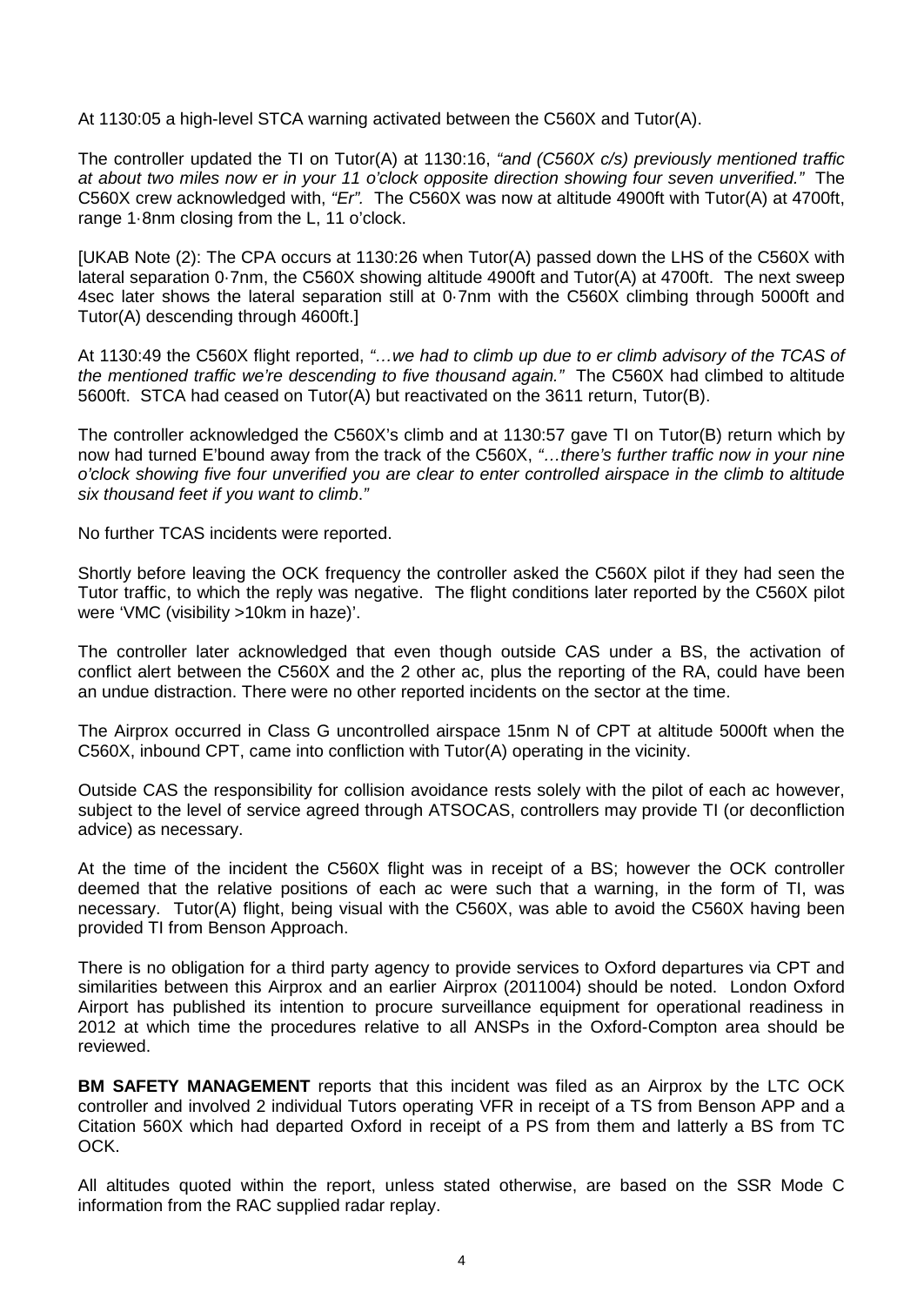At 1130:05 a high-level STCA warning activated between the C560X and Tutor(A).

The controller updated the TI on Tutor(A) at 1130:16, *"and (C560X c/s) previously mentioned traffic at about two miles now er in your 11 o'clock opposite direction showing four seven unverified."* The C560X crew acknowledged with, *"Er".* The C560X was now at altitude 4900ft with Tutor(A) at 4700ft, range 1·8nm closing from the L, 11 o'clock.

[UKAB Note (2): The CPA occurs at 1130:26 when Tutor(A) passed down the LHS of the C560X with lateral separation 0·7nm, the C560X showing altitude 4900ft and Tutor(A) at 4700ft. The next sweep 4sec later shows the lateral separation still at 0·7nm with the C560X climbing through 5000ft and Tutor(A) descending through 4600ft.]

At 1130:49 the C560X flight reported, *"…we had to climb up due to er climb advisory of the TCAS of the mentioned traffic we're descending to five thousand again."* The C560X had climbed to altitude 5600ft. STCA had ceased on Tutor(A) but reactivated on the 3611 return, Tutor(B).

The controller acknowledged the C560X's climb and at 1130:57 gave TI on Tutor(B) return which by now had turned E'bound away from the track of the C560X, *"…there's further traffic now in your nine o'clock showing five four unverified you are clear to enter controlled airspace in the climb to altitude six thousand feet if you want to climb."*

No further TCAS incidents were reported.

Shortly before leaving the OCK frequency the controller asked the C560X pilot if they had seen the Tutor traffic, to which the reply was negative. The flight conditions later reported by the C560X pilot were 'VMC (visibility >10km in haze)'.

The controller later acknowledged that even though outside CAS under a BS, the activation of conflict alert between the C560X and the 2 other ac, plus the reporting of the RA, could have been an undue distraction. There were no other reported incidents on the sector at the time.

The Airprox occurred in Class G uncontrolled airspace 15nm N of CPT at altitude 5000ft when the C560X, inbound CPT, came into confliction with Tutor(A) operating in the vicinity.

Outside CAS the responsibility for collision avoidance rests solely with the pilot of each ac however, subject to the level of service agreed through ATSOCAS, controllers may provide TI (or deconfliction advice) as necessary.

At the time of the incident the C560X flight was in receipt of a BS; however the OCK controller deemed that the relative positions of each ac were such that a warning, in the form of TI, was necessary. Tutor(A) flight, being visual with the C560X, was able to avoid the C560X having been provided TI from Benson Approach.

There is no obligation for a third party agency to provide services to Oxford departures via CPT and similarities between this Airprox and an earlier Airprox (2011004) should be noted. London Oxford Airport has published its intention to procure surveillance equipment for operational readiness in 2012 at which time the procedures relative to all ANSPs in the Oxford-Compton area should be reviewed.

**BM SAFETY MANAGEMENT** reports that this incident was filed as an Airprox by the LTC OCK controller and involved 2 individual Tutors operating VFR in receipt of a TS from Benson APP and a Citation 560X which had departed Oxford in receipt of a PS from them and latterly a BS from TC OCK.

All altitudes quoted within the report, unless stated otherwise, are based on the SSR Mode C information from the RAC supplied radar replay.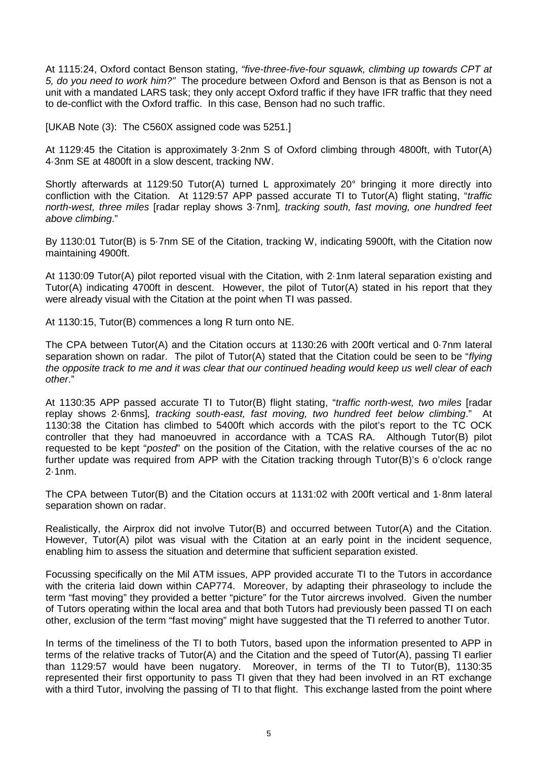At 1115:24, Oxford contact Benson stating, *"five-three-five-four squawk, climbing up towards CPT at 5, do you need to work him?"* The procedure between Oxford and Benson is that as Benson is not a unit with a mandated LARS task; they only accept Oxford traffic if they have IFR traffic that they need to de-conflict with the Oxford traffic. In this case, Benson had no such traffic.

[UKAB Note (3): The C560X assigned code was 5251.]

At 1129:45 the Citation is approximately 3·2nm S of Oxford climbing through 4800ft, with Tutor(A) 4·3nm SE at 4800ft in a slow descent, tracking NW.

Shortly afterwards at 1129:50 Tutor(A) turned L approximately 20° bringing it more directly into confliction with the Citation. At 1129:57 APP passed accurate TI to Tutor(A) flight stating, "*traffic north-west, three miles* [radar replay shows 3·7nm]*, tracking south, fast moving, one hundred feet above climbing*."

By 1130:01 Tutor(B) is 5·7nm SE of the Citation, tracking W, indicating 5900ft, with the Citation now maintaining 4900ft.

At 1130:09 Tutor(A) pilot reported visual with the Citation, with 2·1nm lateral separation existing and Tutor(A) indicating 4700ft in descent. However, the pilot of Tutor(A) stated in his report that they were already visual with the Citation at the point when TI was passed.

At 1130:15, Tutor(B) commences a long R turn onto NE.

The CPA between Tutor(A) and the Citation occurs at 1130:26 with 200ft vertical and 0·7nm lateral separation shown on radar. The pilot of Tutor(A) stated that the Citation could be seen to be "*flying the opposite track to me and it was clear that our continued heading would keep us well clear of each other*."

At 1130:35 APP passed accurate TI to Tutor(B) flight stating, "*traffic north-west, two miles* [radar replay shows 2·6nms]*, tracking south-east, fast moving, two hundred feet below climbing*." At 1130:38 the Citation has climbed to 5400ft which accords with the pilot's report to the TC OCK controller that they had manoeuvred in accordance with a TCAS RA. Although Tutor(B) pilot requested to be kept "*posted*" on the position of the Citation, with the relative courses of the ac no further update was required from APP with the Citation tracking through Tutor(B)'s 6 o'clock range 2·1nm.

The CPA between Tutor(B) and the Citation occurs at 1131:02 with 200ft vertical and 1·8nm lateral separation shown on radar.

Realistically, the Airprox did not involve Tutor(B) and occurred between Tutor(A) and the Citation. However, Tutor(A) pilot was visual with the Citation at an early point in the incident sequence, enabling him to assess the situation and determine that sufficient separation existed.

Focussing specifically on the Mil ATM issues, APP provided accurate TI to the Tutors in accordance with the criteria laid down within CAP774. Moreover, by adapting their phraseology to include the term "fast moving" they provided a better "picture" for the Tutor aircrews involved. Given the number of Tutors operating within the local area and that both Tutors had previously been passed TI on each other, exclusion of the term "fast moving" might have suggested that the TI referred to another Tutor.

In terms of the timeliness of the TI to both Tutors, based upon the information presented to APP in terms of the relative tracks of Tutor(A) and the Citation and the speed of Tutor(A), passing TI earlier than 1129:57 would have been nugatory. Moreover, in terms of the TI to Tutor(B), 1130:35 represented their first opportunity to pass TI given that they had been involved in an RT exchange with a third Tutor, involving the passing of TI to that flight. This exchange lasted from the point where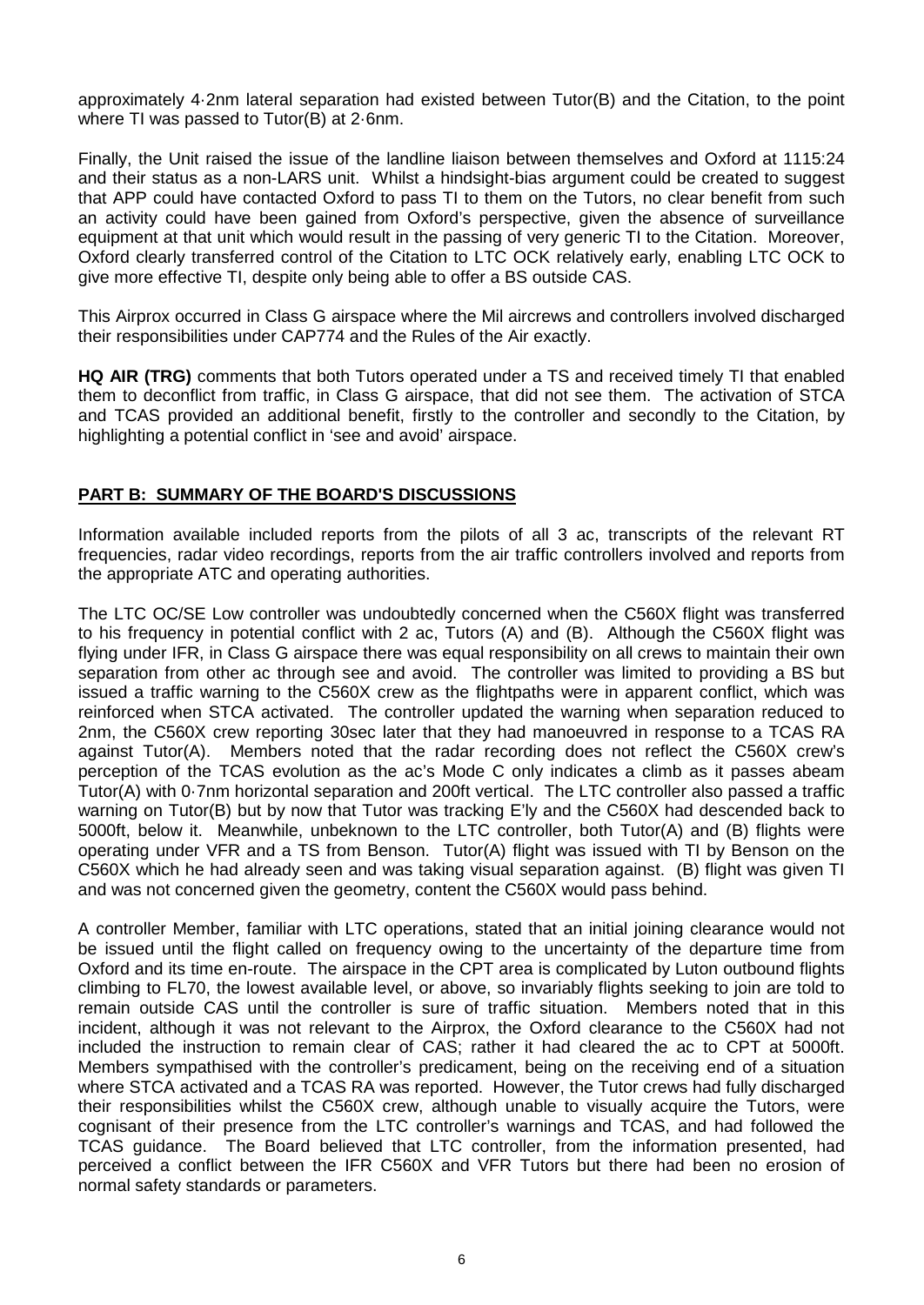approximately 4·2nm lateral separation had existed between Tutor(B) and the Citation, to the point where TI was passed to Tutor(B) at 2·6nm.

Finally, the Unit raised the issue of the landline liaison between themselves and Oxford at 1115:24 and their status as a non-LARS unit. Whilst a hindsight-bias argument could be created to suggest that APP could have contacted Oxford to pass TI to them on the Tutors, no clear benefit from such an activity could have been gained from Oxford's perspective, given the absence of surveillance equipment at that unit which would result in the passing of very generic TI to the Citation. Moreover, Oxford clearly transferred control of the Citation to LTC OCK relatively early, enabling LTC OCK to give more effective TI, despite only being able to offer a BS outside CAS.

This Airprox occurred in Class G airspace where the Mil aircrews and controllers involved discharged their responsibilities under CAP774 and the Rules of the Air exactly.

**HQ AIR (TRG)** comments that both Tutors operated under a TS and received timely TI that enabled them to deconflict from traffic, in Class G airspace, that did not see them. The activation of STCA and TCAS provided an additional benefit, firstly to the controller and secondly to the Citation, by highlighting a potential conflict in 'see and avoid' airspace.

## PART B: SUMMARY OF THE BOARD'S DISCUSSIONS

Information available included reports from the pilots of all 3 ac, transcripts of the relevant RT frequencies, radar video recordings, reports from the air traffic controllers involved and reports from the appropriate ATC and operating authorities.

The LTC OC/SE Low controller was undoubtedly concerned when the C560X flight was transferred to his frequency in potential conflict with 2 ac, Tutors (A) and (B). Although the C560X flight was flying under IFR, in Class G airspace there was equal responsibility on all crews to maintain their own separation from other ac through see and avoid. The controller was limited to providing a BS but issued a traffic warning to the C560X crew as the flightpaths were in apparent conflict, which was reinforced when STCA activated. The controller updated the warning when separation reduced to 2nm, the C560X crew reporting 30sec later that they had manoeuvred in response to a TCAS RA against Tutor(A). Members noted that the radar recording does not reflect the C560X crew's perception of the TCAS evolution as the ac's Mode C only indicates a climb as it passes abeam Tutor(A) with 0·7nm horizontal separation and 200ft vertical. The LTC controller also passed a traffic warning on Tutor(B) but by now that Tutor was tracking E'ly and the C560X had descended back to 5000ft, below it. Meanwhile, unbeknown to the LTC controller, both Tutor(A) and (B) flights were operating under VFR and a TS from Benson. Tutor(A) flight was issued with TI by Benson on the C560X which he had already seen and was taking visual separation against. (B) flight was given TI and was not concerned given the geometry, content the C560X would pass behind.

A controller Member, familiar with LTC operations, stated that an initial joining clearance would not be issued until the flight called on frequency owing to the uncertainty of the departure time from Oxford and its time en-route. The airspace in the CPT area is complicated by Luton outbound flights climbing to FL70, the lowest available level, or above, so invariably flights seeking to join are told to remain outside CAS until the controller is sure of traffic situation. Members noted that in this incident, although it was not relevant to the Airprox, the Oxford clearance to the C560X had not included the instruction to remain clear of CAS; rather it had cleared the ac to CPT at 5000ft. Members sympathised with the controller's predicament, being on the receiving end of a situation where STCA activated and a TCAS RA was reported. However, the Tutor crews had fully discharged their responsibilities whilst the C560X crew, although unable to visually acquire the Tutors, were cognisant of their presence from the LTC controller's warnings and TCAS, and had followed the TCAS guidance. The Board believed that LTC controller, from the information presented, had perceived a conflict between the IFR C560X and VFR Tutors but there had been no erosion of normal safety standards or parameters.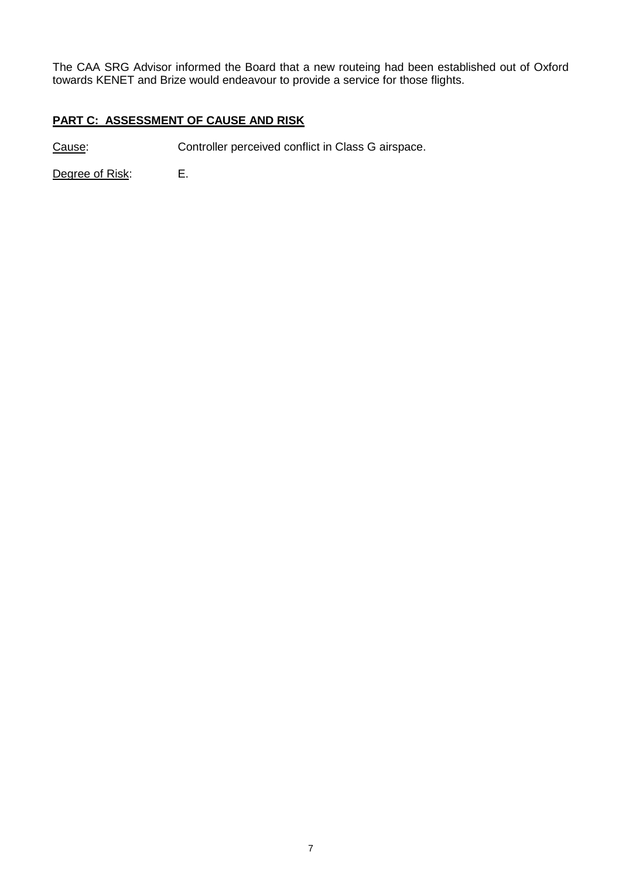The CAA SRG Advisor informed the Board that a new routeing had been established out of Oxford towards KENET and Brize would endeavour to provide a service for those flights.

## **PART C: ASSESSMENT OF CAUSE AND RISK**

Cause: Controller perceived conflict in Class G airspace.

Degree of Risk: E.